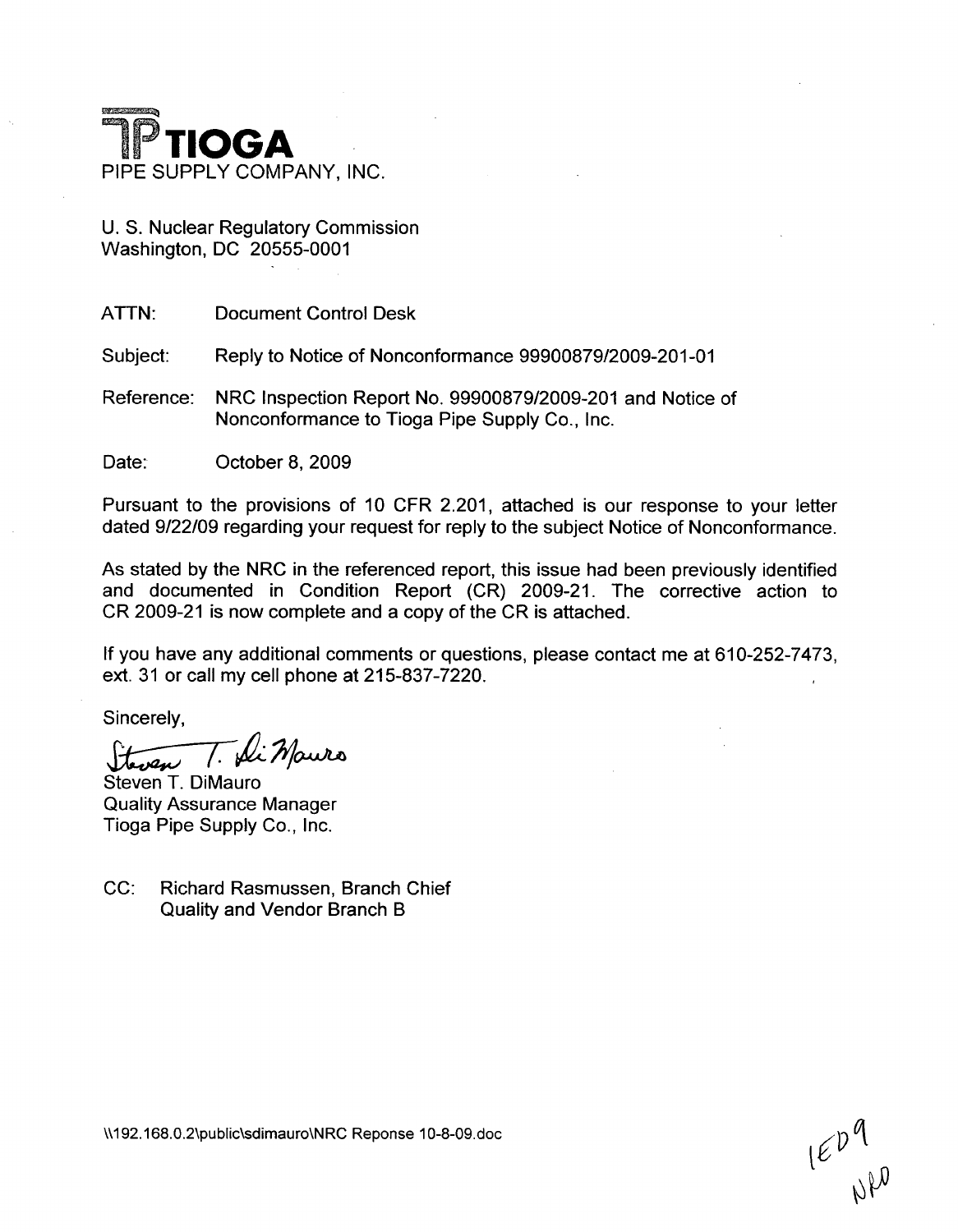**TIOGA**
PIPE SUPPLY COMPANY, INC.

U. S. Nuclear Regulatory Commission
Washington, DC 20555-0001

ATTN: Document Control Desk

Subject: Reply to Notice of Nonconformance 99900879/2009-201-01

Reference: NRC Inspection Report No. 99900879/2009-201 and Notice of Nonconformance to Tioga Pipe Supply Co., Inc.

Date: October 8, 2009

Pursuant to the provisions of 10 CFR 2.201, attached is our response to your letter dated 9/22/09 regarding your request for reply to the subject Notice of Nonconformance.

As stated by the NRC in the referenced report, this issue had been previously identified and documented in Condition Report (CR) 2009-21. The corrective action to CR 2009-21 is now complete and a copy of the CR is attached.

If you have any additional comments or questions, please contact me at 610-252-7473, ext. 31 or call my cell phone at 215-837-7220.

Sincerely,

Steven T. DiMauro

Steven T. DiMauro
Quality Assurance Manager
Tioga Pipe Supply Co., Inc.

CC: Richard Rasmussen, Branch Chief
Quality and Vendor Branch B

\\192.168.0.2\public\sdimauro\NRC Reponse 10-8-09.doc

IE09
NRO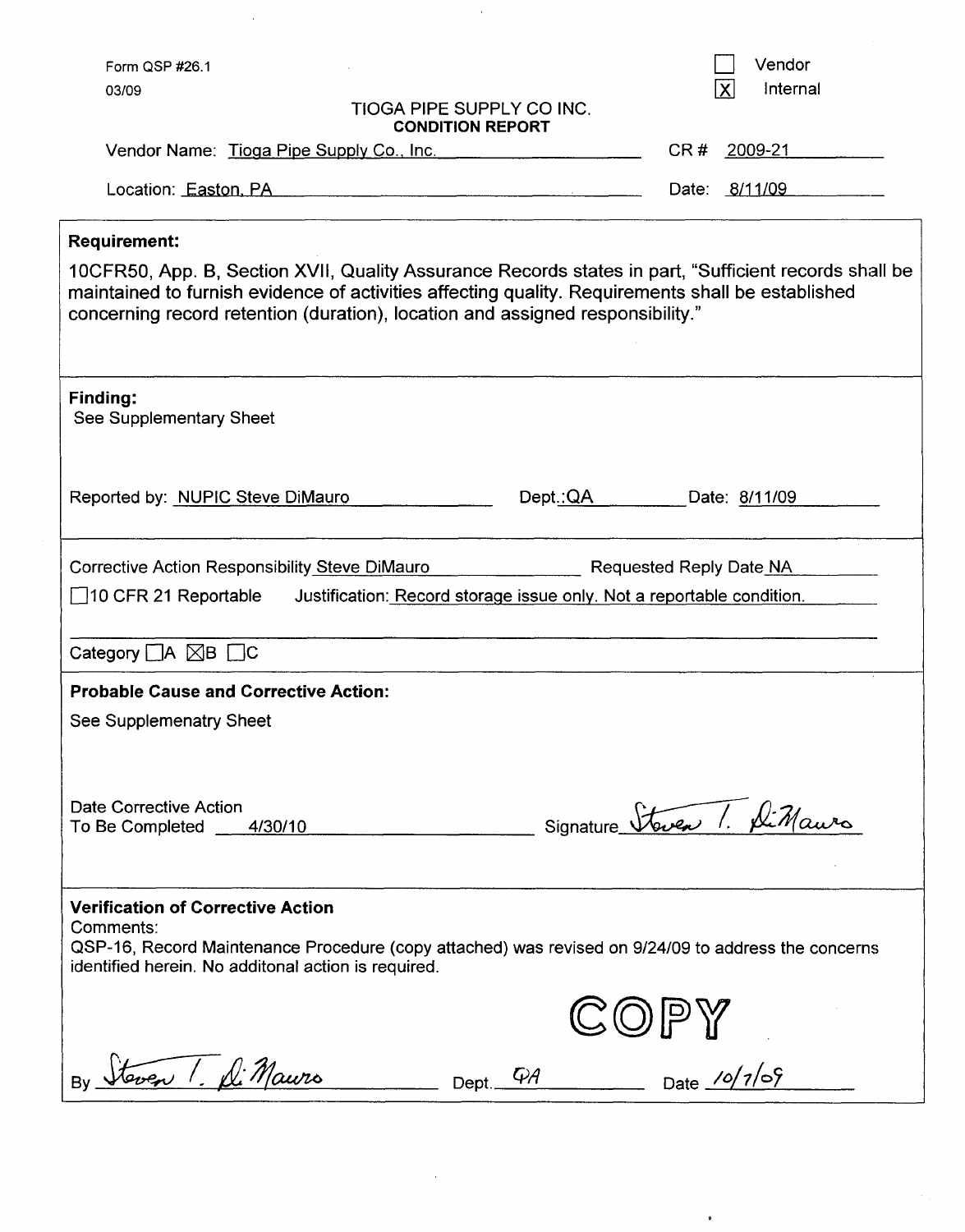Form QSP #26.1

03/09

☐ Vendor

☒ Internal

TIOGA PIPE SUPPLY CO INC.

**CONDITION REPORT**

Vendor Name: Tioga Pipe Supply Co., Inc.

CR # 2009-21

Location: Easton, PA

Date: 8/11/09

**Requirement:**

10CFR50, App. B, Section XVII, Quality Assurance Records states in part, "Sufficient records shall be maintained to furnish evidence of activities affecting quality. Requirements shall be established concerning record retention (duration), location and assigned responsibility."

**Finding:**

See Supplementary Sheet

Reported by: NUPIC Steve DiMauro Dept.: QA Date: 8/11/09

Corrective Action Responsibility Steve DiMauro Requested Reply Date NA

☐ 10 CFR 21 Reportable Justification: Record storage issue only. Not a reportable condition.

Category ☐ A ☒ B ☐ C

**Probable Cause and Corrective Action:**

See Supplemenatry Sheet

Date Corrective Action To Be Completed 4/30/10

Signature *Steven T. DiMauro*

**Verification of Corrective Action**

Comments:

QSP-16, Record Maintenance Procedure (copy attached) was revised on 9/24/09 to address the concerns identified herein. No additonal action is required.

COPY

By *Steven T. DiMauro* Dept. *QA* Date *10/7/09*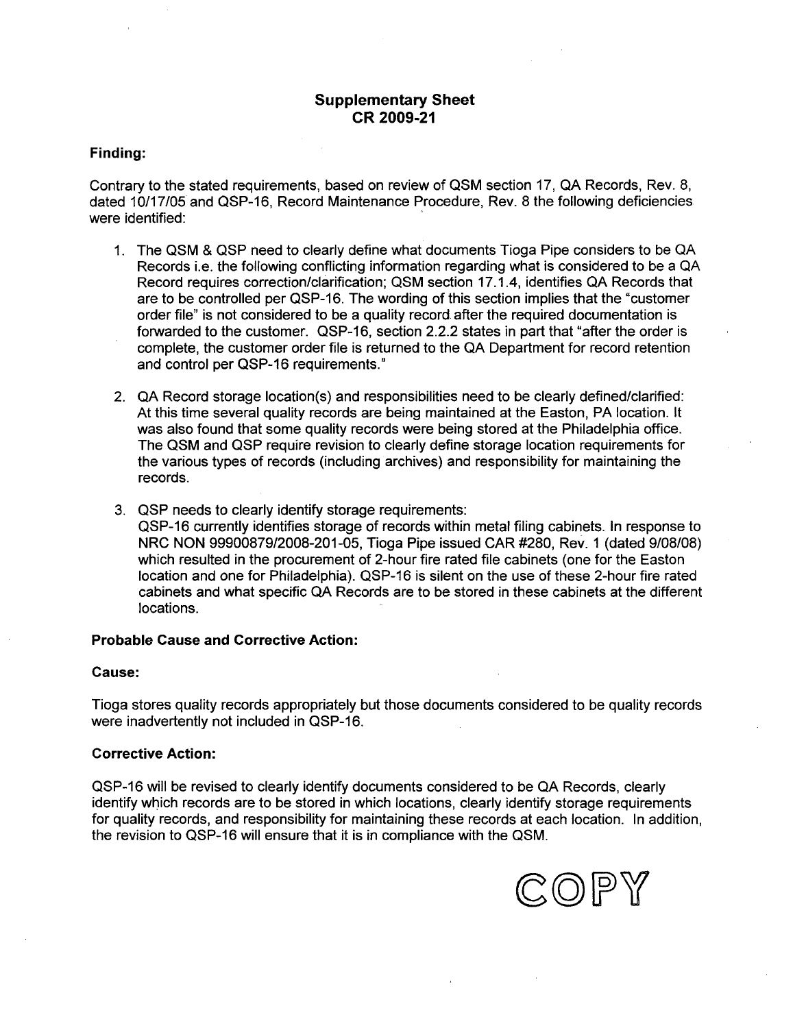# Supplementary Sheet
# CR 2009-21

**Finding:**

Contrary to the stated requirements, based on review of QSM section 17, QA Records, Rev. 8, dated 10/17/05 and QSP-16, Record Maintenance Procedure, Rev. 8 the following deficiencies were identified:

1. The QSM & QSP need to clearly define what documents Tioga Pipe considers to be QA Records i.e. the following conflicting information regarding what is considered to be a QA Record requires correction/clarification; QSM section 17.1.4, identifies QA Records that are to be controlled per QSP-16. The wording of this section implies that the "customer order file" is not considered to be a quality record after the required documentation is forwarded to the customer. QSP-16, section 2.2.2 states in part that "after the order is complete, the customer order file is returned to the QA Department for record retention and control per QSP-16 requirements."

2. QA Record storage location(s) and responsibilities need to be clearly defined/clarified: At this time several quality records are being maintained at the Easton, PA location. It was also found that some quality records were being stored at the Philadelphia office. The QSM and QSP require revision to clearly define storage location requirements for the various types of records (including archives) and responsibility for maintaining the records.

3. QSP needs to clearly identify storage requirements:
   QSP-16 currently identifies storage of records within metal filing cabinets. In response to NRC NON 99900879/2008-201-05, Tioga Pipe issued CAR #280, Rev. 1 (dated 9/08/08) which resulted in the procurement of 2-hour fire rated file cabinets (one for the Easton location and one for Philadelphia). QSP-16 is silent on the use of these 2-hour fire rated cabinets and what specific QA Records are to be stored in these cabinets at the different locations.

**Probable Cause and Corrective Action:**

**Cause:**

Tioga stores quality records appropriately but those documents considered to be quality records were inadvertently not included in QSP-16.

**Corrective Action:**

QSP-16 will be revised to clearly identify documents considered to be QA Records, clearly identify which records are to be stored in which locations, clearly identify storage requirements for quality records, and responsibility for maintaining these records at each location. In addition, the revision to QSP-16 will ensure that it is in compliance with the QSM.

COPY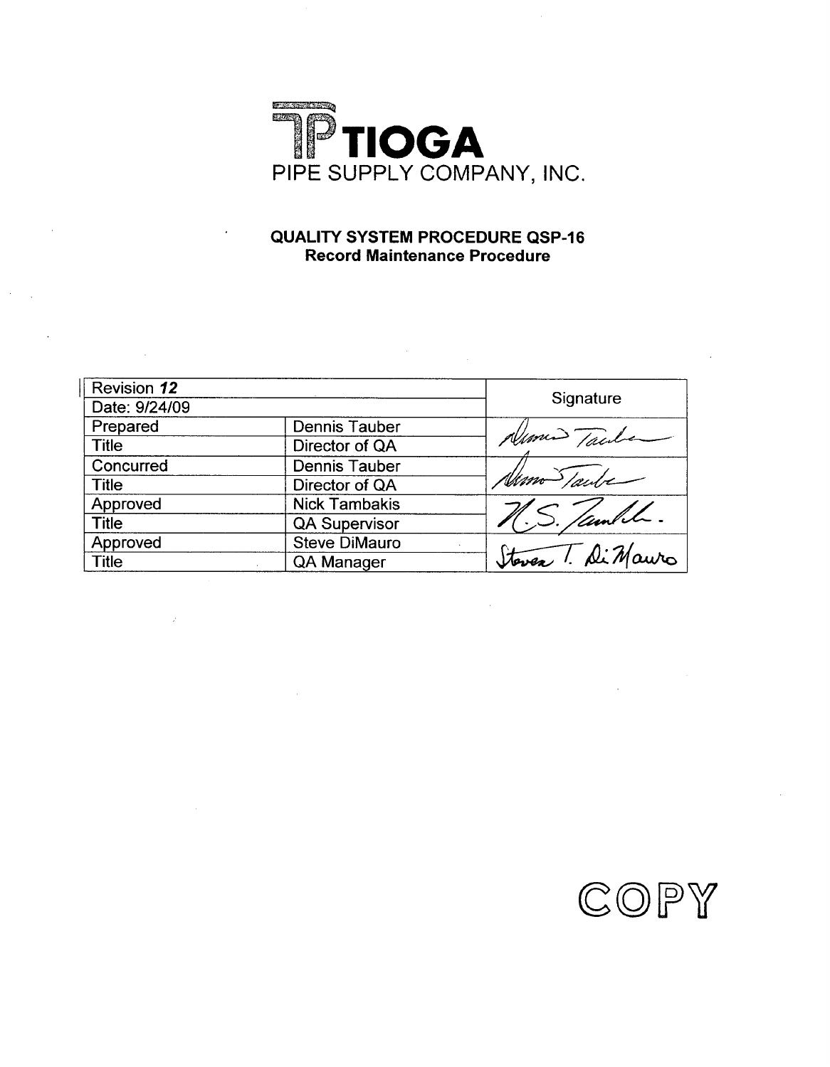# TIOGA
PIPE SUPPLY COMPANY, INC.

## QUALITY SYSTEM PROCEDURE QSP-16
**Record Maintenance Procedure**

| Revision ***12*** | | Signature |
|---|---|---|
| Date: 9/24/09 | | |
| Prepared | Dennis Tauber | Dennis Tauber |
| Title | Director of QA | |
| Concurred | Dennis Tauber | Dennis Tauber |
| Title | Director of QA | |
| Approved | Nick Tambakis | N.S. Tambakis |
| Title | QA Supervisor | |
| Approved | Steve DiMauro | Steven T. DiMauro |
| Title | QA Manager | |

COPY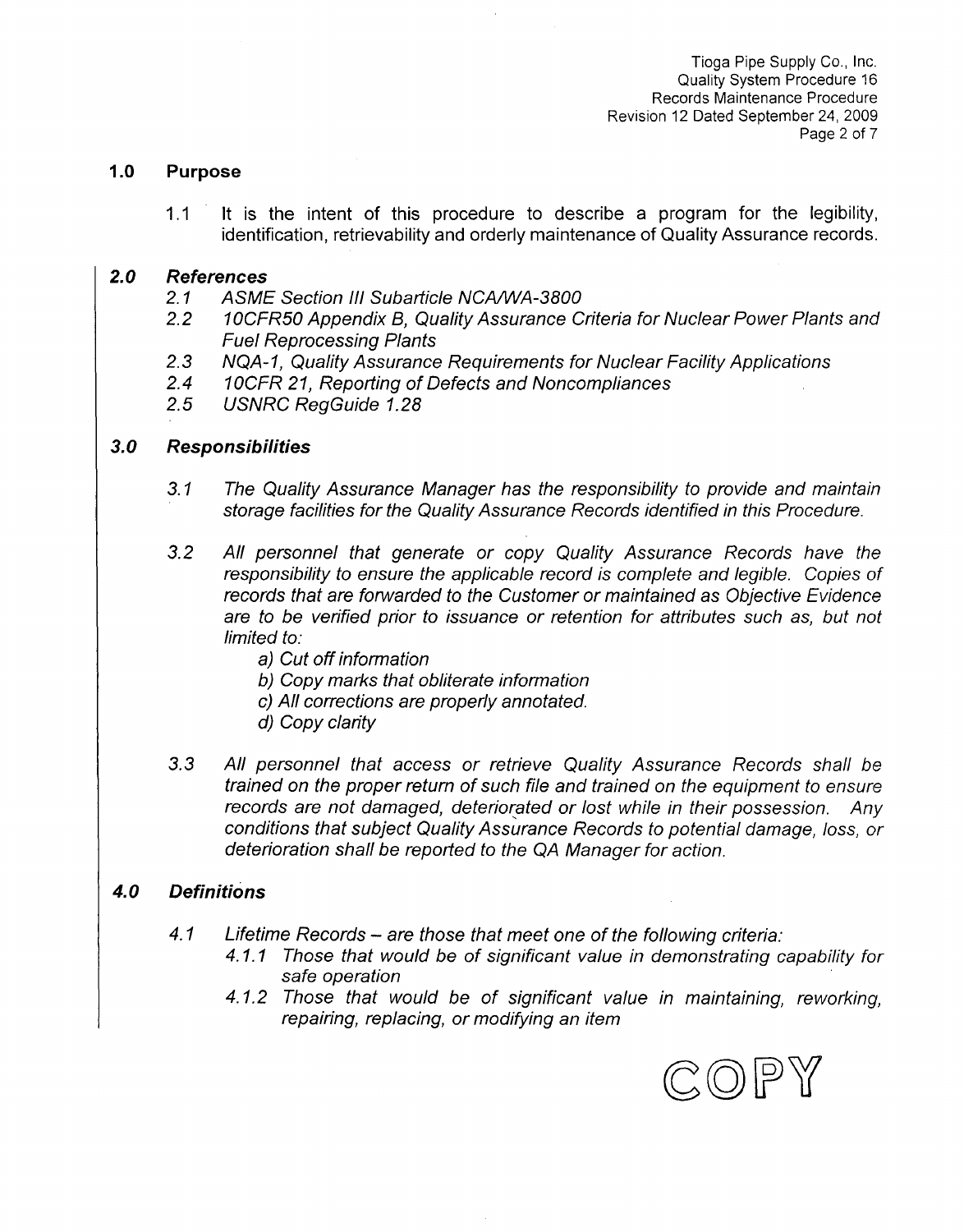## 1.0 Purpose

1.1 It is the intent of this procedure to describe a program for the legibility, identification, retrievability and orderly maintenance of Quality Assurance records.

## *2.0 References*

*2.1 ASME Section III Subarticle NCA/WA-3800*

*2.2 10CFR50 Appendix B, Quality Assurance Criteria for Nuclear Power Plants and Fuel Reprocessing Plants*

*2.3 NQA-1, Quality Assurance Requirements for Nuclear Facility Applications*

*2.4 10CFR 21, Reporting of Defects and Noncompliances*

*2.5 USNRC RegGuide 1.28*

## *3.0 Responsibilities*

*3.1 The Quality Assurance Manager has the responsibility to provide and maintain storage facilities for the Quality Assurance Records identified in this Procedure.*

*3.2 All personnel that generate or copy Quality Assurance Records have the responsibility to ensure the applicable record is complete and legible. Copies of records that are forwarded to the Customer or maintained as Objective Evidence are to be verified prior to issuance or retention for attributes such as, but not limited to:*

*a) Cut off information*

*b) Copy marks that obliterate information*

*c) All corrections are properly annotated.*

*d) Copy clarity*

*3.3 All personnel that access or retrieve Quality Assurance Records shall be trained on the proper return of such file and trained on the equipment to ensure records are not damaged, deteriorated or lost while in their possession. Any conditions that subject Quality Assurance Records to potential damage, loss, or deterioration shall be reported to the QA Manager for action.*

## *4.0 Definitions*

*4.1 Lifetime Records – are those that meet one of the following criteria:*

*4.1.1 Those that would be of significant value in demonstrating capability for safe operation*

*4.1.2 Those that would be of significant value in maintaining, reworking, repairing, replacing, or modifying an item*

COPY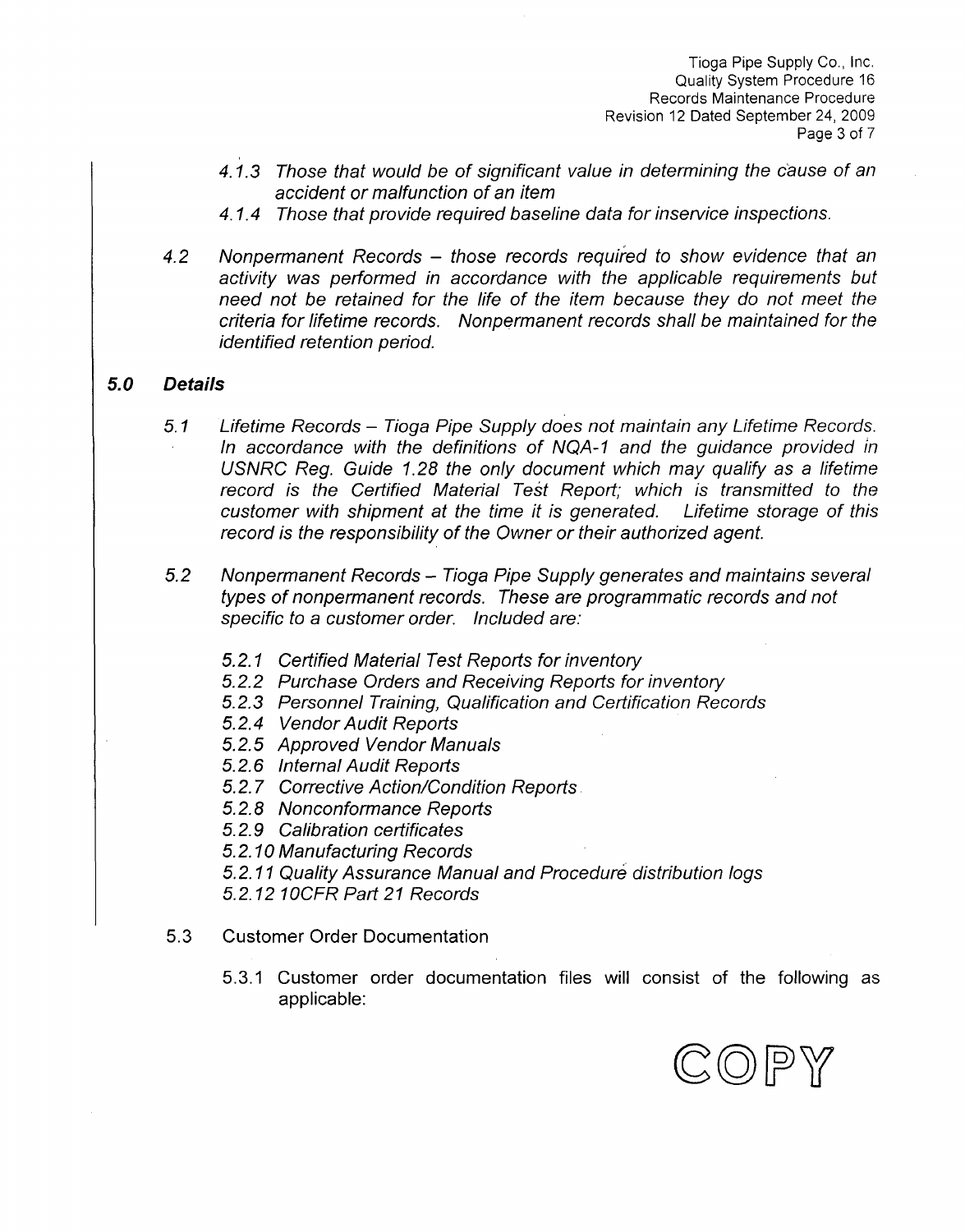*4.1.3 Those that would be of significant value in determining the cause of an accident or malfunction of an item*

*4.1.4 Those that provide required baseline data for inservice inspections.*

*4.2 Nonpermanent Records – those records required to show evidence that an activity was performed in accordance with the applicable requirements but need not be retained for the life of the item because they do not meet the criteria for lifetime records. Nonpermanent records shall be maintained for the identified retention period.*

## ***5.0 Details***

*5.1 Lifetime Records – Tioga Pipe Supply does not maintain any Lifetime Records. In accordance with the definitions of NQA-1 and the guidance provided in USNRC Reg. Guide 1.28 the only document which may qualify as a lifetime record is the Certified Material Test Report; which is transmitted to the customer with shipment at the time it is generated. Lifetime storage of this record is the responsibility of the Owner or their authorized agent.*

*5.2 Nonpermanent Records – Tioga Pipe Supply generates and maintains several types of nonpermanent records. These are programmatic records and not specific to a customer order. Included are:*

*5.2.1 Certified Material Test Reports for inventory*
*5.2.2 Purchase Orders and Receiving Reports for inventory*
*5.2.3 Personnel Training, Qualification and Certification Records*
*5.2.4 Vendor Audit Reports*
*5.2.5 Approved Vendor Manuals*
*5.2.6 Internal Audit Reports*
*5.2.7 Corrective Action/Condition Reports*
*5.2.8 Nonconformance Reports*
*5.2.9 Calibration certificates*
*5.2.10 Manufacturing Records*
*5.2.11 Quality Assurance Manual and Procedure distribution logs*
*5.2.12 10CFR Part 21 Records*

5.3 Customer Order Documentation

5.3.1 Customer order documentation files will consist of the following as applicable:

COPY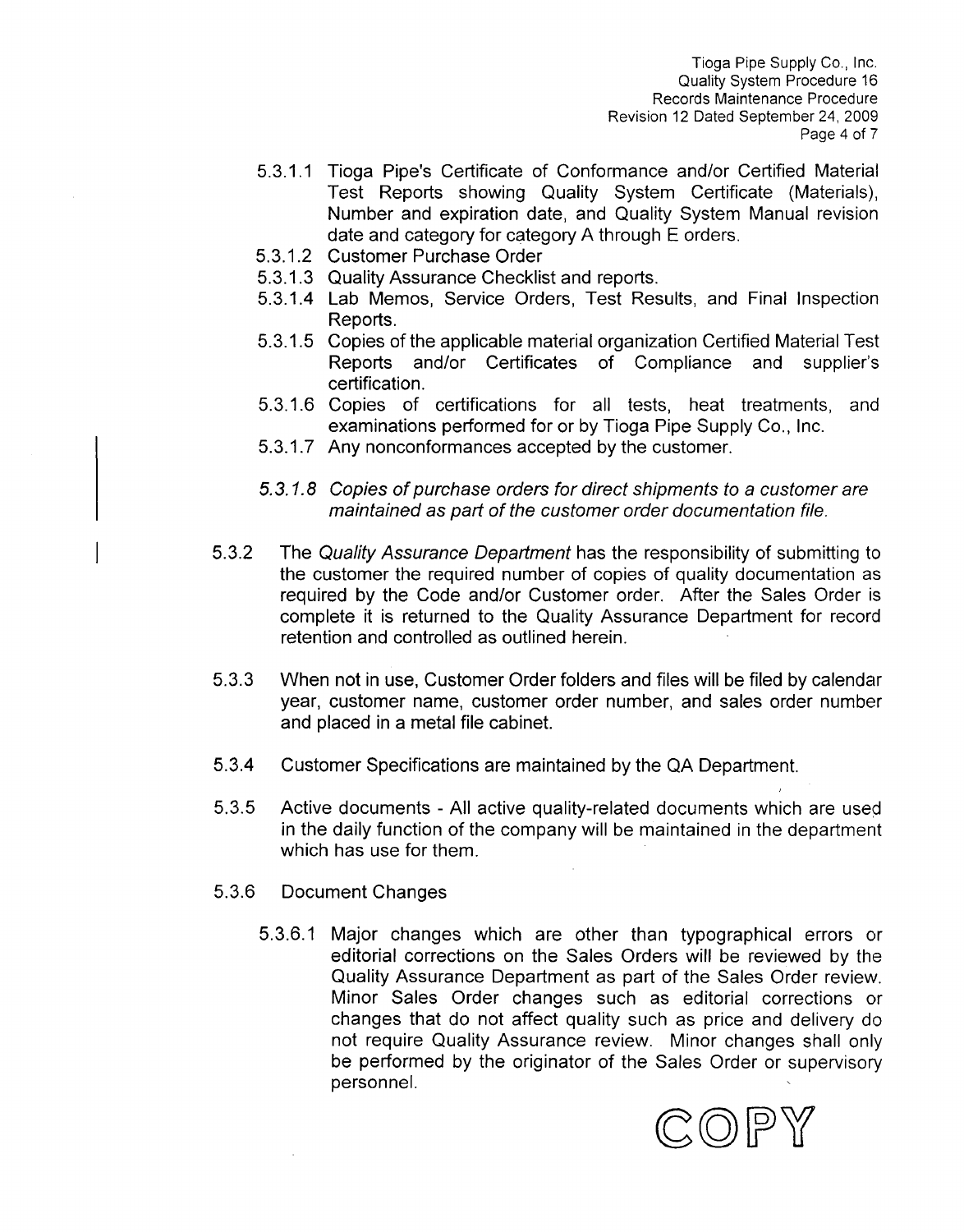5.3.1.1 Tioga Pipe's Certificate of Conformance and/or Certified Material Test Reports showing Quality System Certificate (Materials), Number and expiration date, and Quality System Manual revision date and category for category A through E orders.

5.3.1.2 Customer Purchase Order

5.3.1.3 Quality Assurance Checklist and reports.

5.3.1.4 Lab Memos, Service Orders, Test Results, and Final Inspection Reports.

5.3.1.5 Copies of the applicable material organization Certified Material Test Reports and/or Certificates of Compliance and supplier's certification.

5.3.1.6 Copies of certifications for all tests, heat treatments, and examinations performed for or by Tioga Pipe Supply Co., Inc.

5.3.1.7 Any nonconformances accepted by the customer.

*5.3.1.8 Copies of purchase orders for direct shipments to a customer are maintained as part of the customer order documentation file.*

5.3.2 The *Quality Assurance Department* has the responsibility of submitting to the customer the required number of copies of quality documentation as required by the Code and/or Customer order. After the Sales Order is complete it is returned to the Quality Assurance Department for record retention and controlled as outlined herein.

5.3.3 When not in use, Customer Order folders and files will be filed by calendar year, customer name, customer order number, and sales order number and placed in a metal file cabinet.

5.3.4 Customer Specifications are maintained by the QA Department.

5.3.5 Active documents - All active quality-related documents which are used in the daily function of the company will be maintained in the department which has use for them.

5.3.6 Document Changes

5.3.6.1 Major changes which are other than typographical errors or editorial corrections on the Sales Orders will be reviewed by the Quality Assurance Department as part of the Sales Order review. Minor Sales Order changes such as editorial corrections or changes that do not affect quality such as price and delivery do not require Quality Assurance review. Minor changes shall only be performed by the originator of the Sales Order or supervisory personnel.

COPY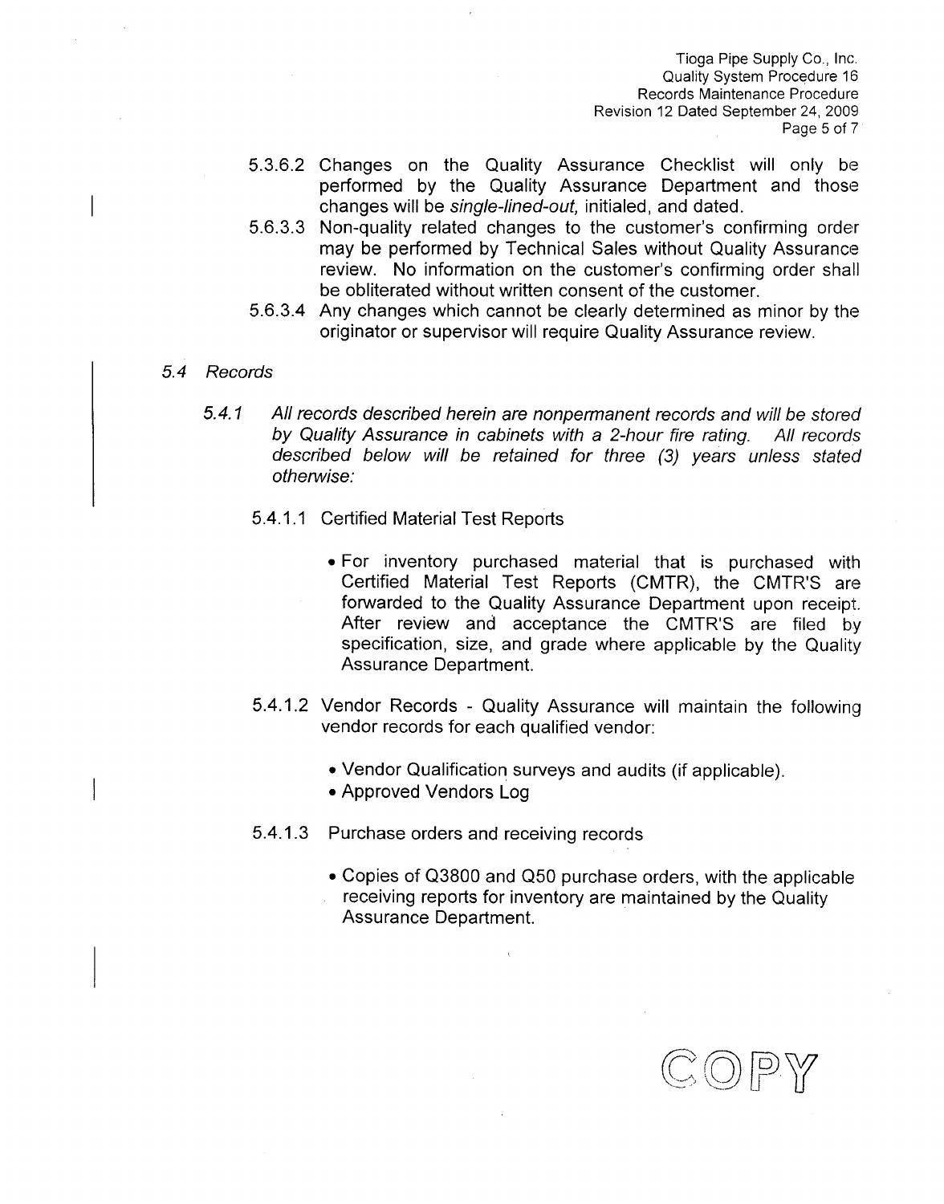5.3.6.2 Changes on the Quality Assurance Checklist will only be performed by the Quality Assurance Department and those changes will be *single-lined-out,* initialed, and dated.

5.6.3.3 Non-quality related changes to the customer's confirming order may be performed by Technical Sales without Quality Assurance review. No information on the customer's confirming order shall be obliterated without written consent of the customer.

5.6.3.4 Any changes which cannot be clearly determined as minor by the originator or supervisor will require Quality Assurance review.

*5.4 Records*

*5.4.1 All records described herein are nonpermanent records and will be stored by Quality Assurance in cabinets with a 2-hour fire rating. All records described below will be retained for three (3) years unless stated otherwise:*

5.4.1.1 Certified Material Test Reports

- For inventory purchased material that is purchased with Certified Material Test Reports (CMTR), the CMTR'S are forwarded to the Quality Assurance Department upon receipt. After review and acceptance the CMTR'S are filed by specification, size, and grade where applicable by the Quality Assurance Department.

5.4.1.2 Vendor Records - Quality Assurance will maintain the following vendor records for each qualified vendor:

- Vendor Qualification surveys and audits (if applicable).
- Approved Vendors Log

5.4.1.3 Purchase orders and receiving records

- Copies of Q3800 and Q50 purchase orders, with the applicable receiving reports for inventory are maintained by the Quality Assurance Department.

COPY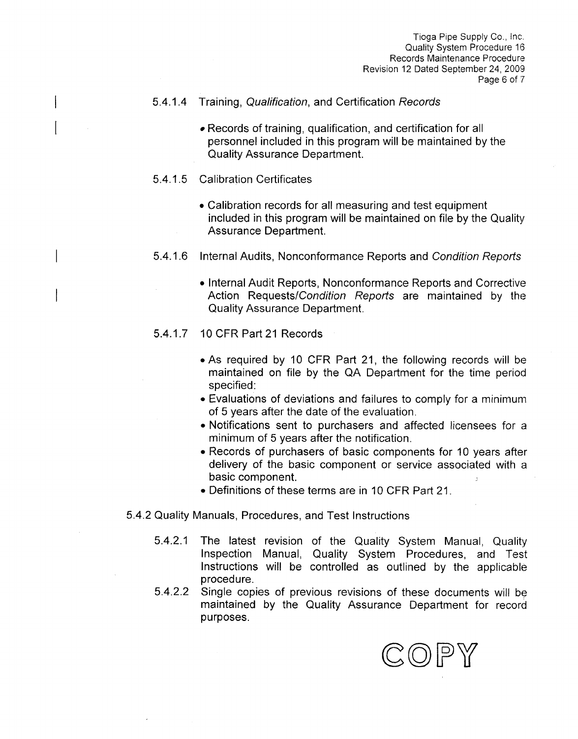5.4.1.4 Training, *Qualification*, and Certification *Records*

- Records of training, qualification, and certification for all personnel included in this program will be maintained by the Quality Assurance Department.

5.4.1.5 Calibration Certificates

- Calibration records for all measuring and test equipment included in this program will be maintained on file by the Quality Assurance Department.

5.4.1.6 Internal Audits, Nonconformance Reports and *Condition Reports*

- Internal Audit Reports, Nonconformance Reports and Corrective Action Requests/*Condition Reports* are maintained by the Quality Assurance Department.

5.4.1.7 10 CFR Part 21 Records

- As required by 10 CFR Part 21, the following records will be maintained on file by the QA Department for the time period specified:
- Evaluations of deviations and failures to comply for a minimum of 5 years after the date of the evaluation.
- Notifications sent to purchasers and affected licensees for a minimum of 5 years after the notification.
- Records of purchasers of basic components for 10 years after delivery of the basic component or service associated with a basic component.
- Definitions of these terms are in 10 CFR Part 21.

5.4.2 Quality Manuals, Procedures, and Test Instructions

5.4.2.1 The latest revision of the Quality System Manual, Quality Inspection Manual, Quality System Procedures, and Test Instructions will be controlled as outlined by the applicable procedure.

5.4.2.2 Single copies of previous revisions of these documents will be maintained by the Quality Assurance Department for record purposes.

COPY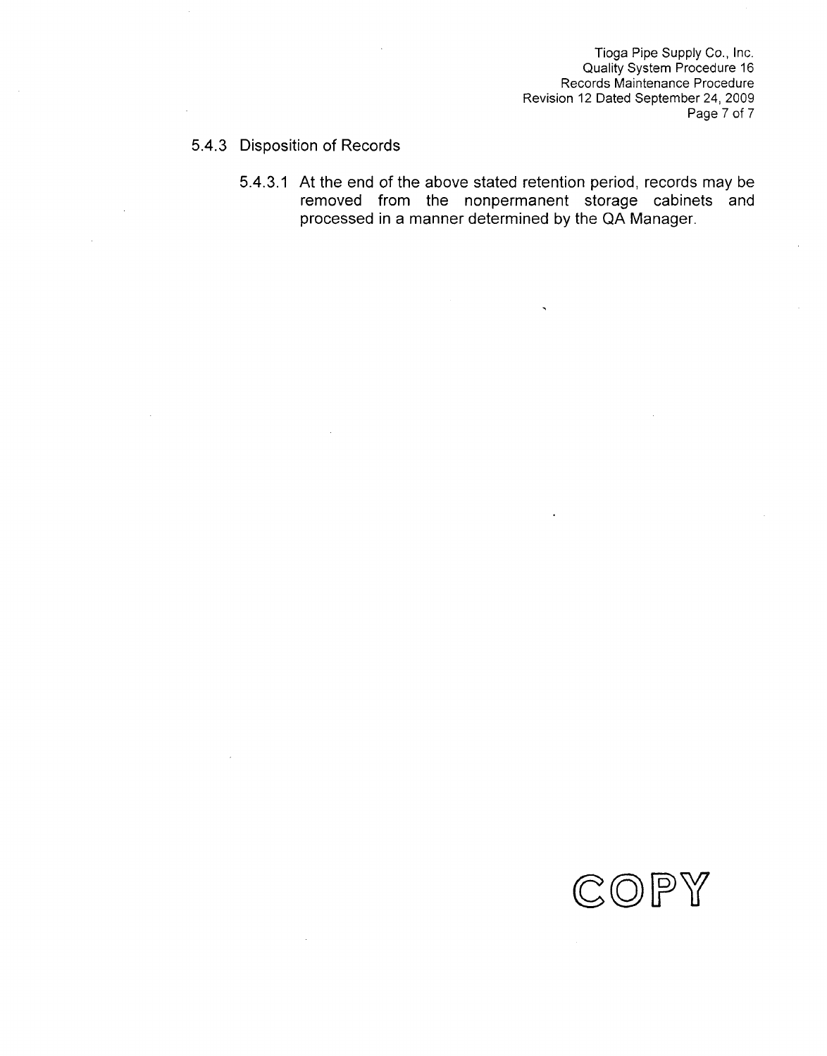5.4.3 Disposition of Records

5.4.3.1 At the end of the above stated retention period, records may be removed from the nonpermanent storage cabinets and processed in a manner determined by the QA Manager.

COPY